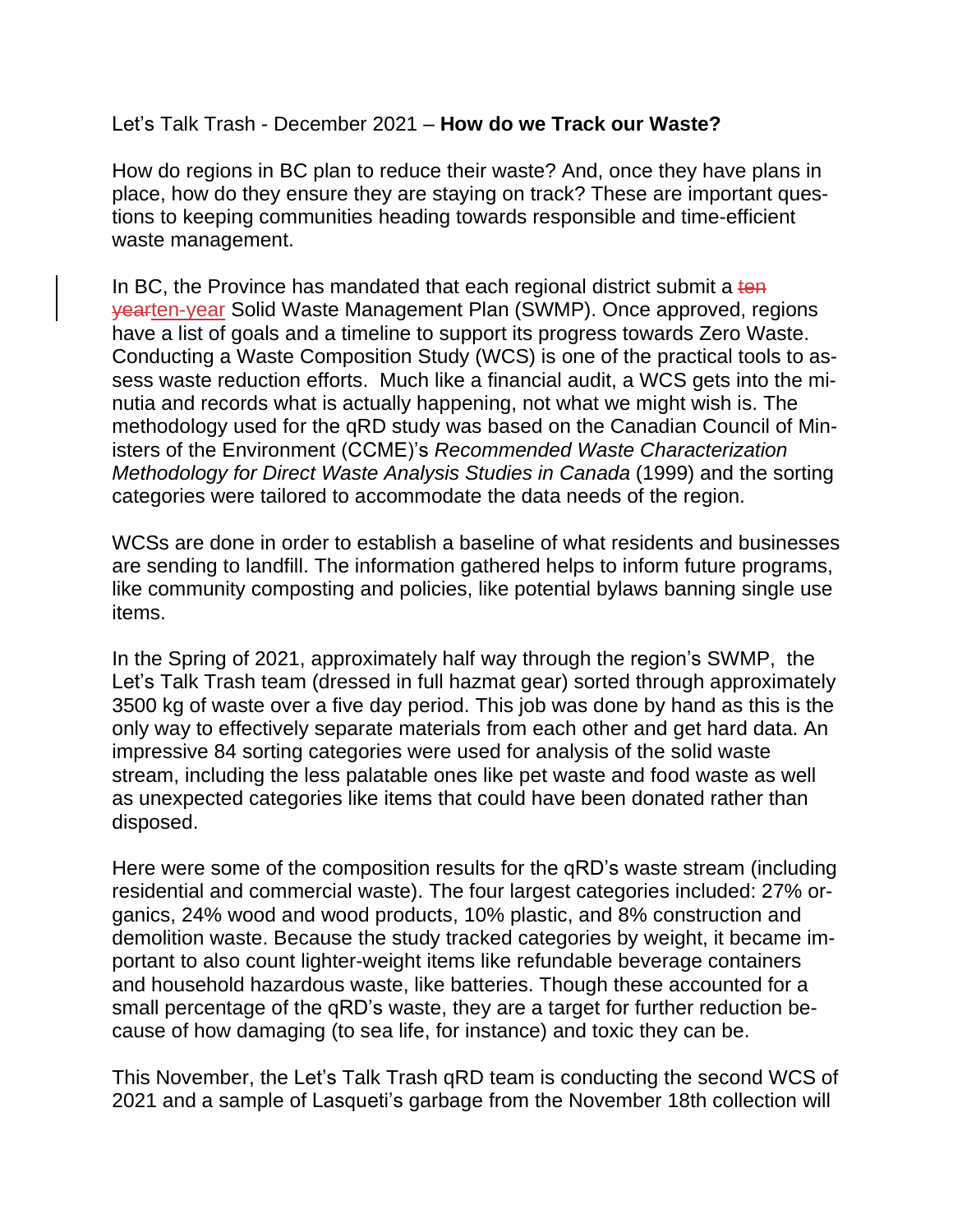Let's Talk Trash - December 2021 – **How do we Track our Waste?**

How do regions in BC plan to reduce their waste? And, once they have plans in place, how do they ensure they are staying on track? These are important questions to keeping communities heading towards responsible and time-efficient waste management.

In BC, the Province has mandated that each regional district submit a ~~ten year~~ten-year Solid Waste Management Plan (SWMP). Once approved, regions have a list of goals and a timeline to support its progress towards Zero Waste. Conducting a Waste Composition Study (WCS) is one of the practical tools to assess waste reduction efforts. Much like a financial audit, a WCS gets into the minutia and records what is actually happening, not what we might wish is. The methodology used for the qRD study was based on the Canadian Council of Ministers of the Environment (CCME)'s *Recommended Waste Characterization Methodology for Direct Waste Analysis Studies in Canada* (1999) and the sorting categories were tailored to accommodate the data needs of the region.

WCSs are done in order to establish a baseline of what residents and businesses are sending to landfill. The information gathered helps to inform future programs, like community composting and policies, like potential bylaws banning single use items.

In the Spring of 2021, approximately half way through the region's SWMP, the Let's Talk Trash team (dressed in full hazmat gear) sorted through approximately 3500 kg of waste over a five day period. This job was done by hand as this is the only way to effectively separate materials from each other and get hard data. An impressive 84 sorting categories were used for analysis of the solid waste stream, including the less palatable ones like pet waste and food waste as well as unexpected categories like items that could have been donated rather than disposed.

Here were some of the composition results for the qRD's waste stream (including residential and commercial waste). The four largest categories included: 27% organics, 24% wood and wood products, 10% plastic, and 8% construction and demolition waste. Because the study tracked categories by weight, it became important to also count lighter-weight items like refundable beverage containers and household hazardous waste, like batteries. Though these accounted for a small percentage of the qRD's waste, they are a target for further reduction because of how damaging (to sea life, for instance) and toxic they can be.

This November, the Let's Talk Trash qRD team is conducting the second WCS of 2021 and a sample of Lasqueti's garbage from the November 18th collection will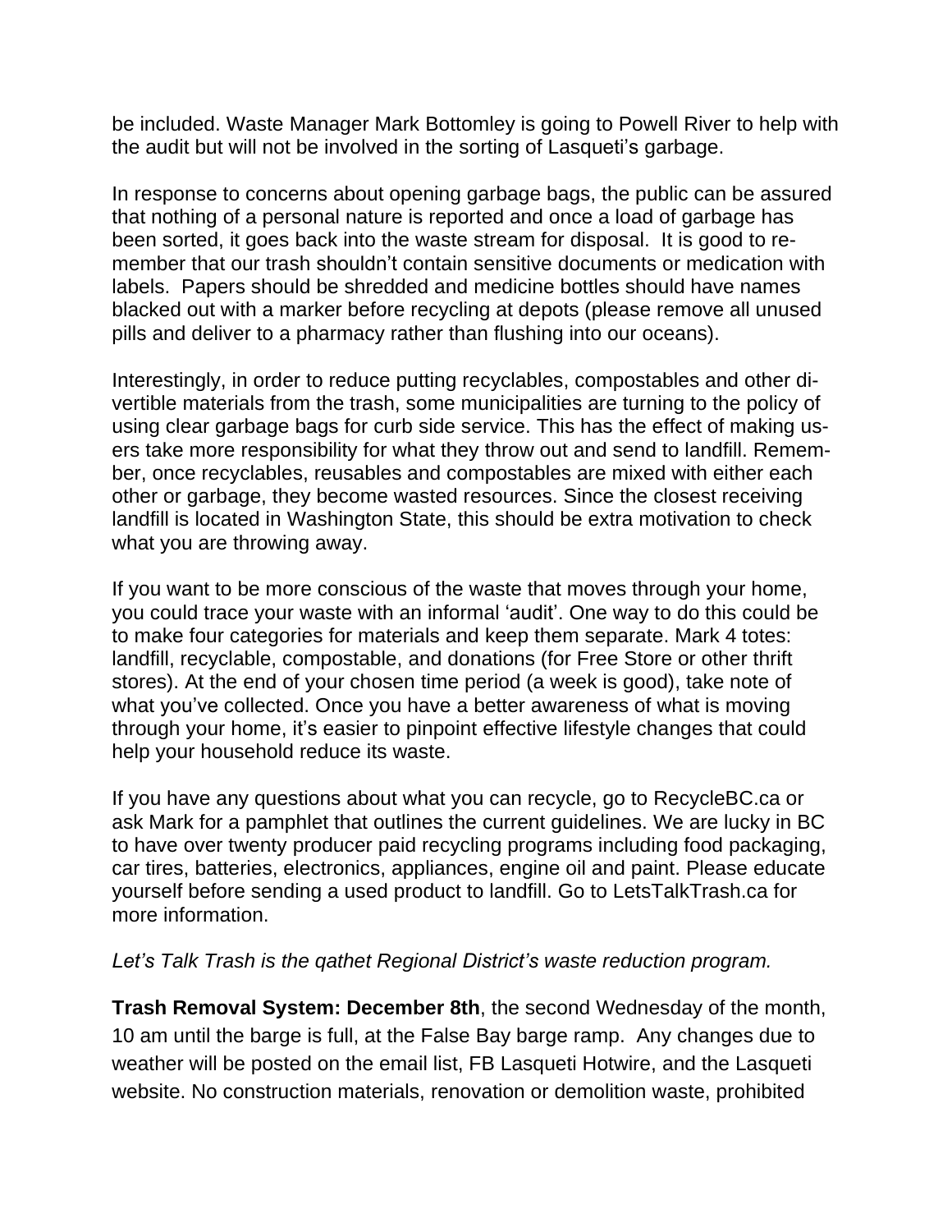be included. Waste Manager Mark Bottomley is going to Powell River to help with the audit but will not be involved in the sorting of Lasqueti's garbage.

In response to concerns about opening garbage bags, the public can be assured that nothing of a personal nature is reported and once a load of garbage has been sorted, it goes back into the waste stream for disposal. It is good to remember that our trash shouldn't contain sensitive documents or medication with labels. Papers should be shredded and medicine bottles should have names blacked out with a marker before recycling at depots (please remove all unused pills and deliver to a pharmacy rather than flushing into our oceans).

Interestingly, in order to reduce putting recyclables, compostables and other divertible materials from the trash, some municipalities are turning to the policy of using clear garbage bags for curb side service. This has the effect of making users take more responsibility for what they throw out and send to landfill. Remember, once recyclables, reusables and compostables are mixed with either each other or garbage, they become wasted resources. Since the closest receiving landfill is located in Washington State, this should be extra motivation to check what you are throwing away.

If you want to be more conscious of the waste that moves through your home, you could trace your waste with an informal 'audit'. One way to do this could be to make four categories for materials and keep them separate. Mark 4 totes: landfill, recyclable, compostable, and donations (for Free Store or other thrift stores). At the end of your chosen time period (a week is good), take note of what you've collected. Once you have a better awareness of what is moving through your home, it's easier to pinpoint effective lifestyle changes that could help your household reduce its waste.

If you have any questions about what you can recycle, go to RecycleBC.ca or ask Mark for a pamphlet that outlines the current guidelines. We are lucky in BC to have over twenty producer paid recycling programs including food packaging, car tires, batteries, electronics, appliances, engine oil and paint. Please educate yourself before sending a used product to landfill. Go to LetsTalkTrash.ca for more information.

*Let's Talk Trash is the qathet Regional District's waste reduction program.*

**Trash Removal System: December 8th**, the second Wednesday of the month, 10 am until the barge is full, at the False Bay barge ramp. Any changes due to weather will be posted on the email list, FB Lasqueti Hotwire, and the Lasqueti website. No construction materials, renovation or demolition waste, prohibited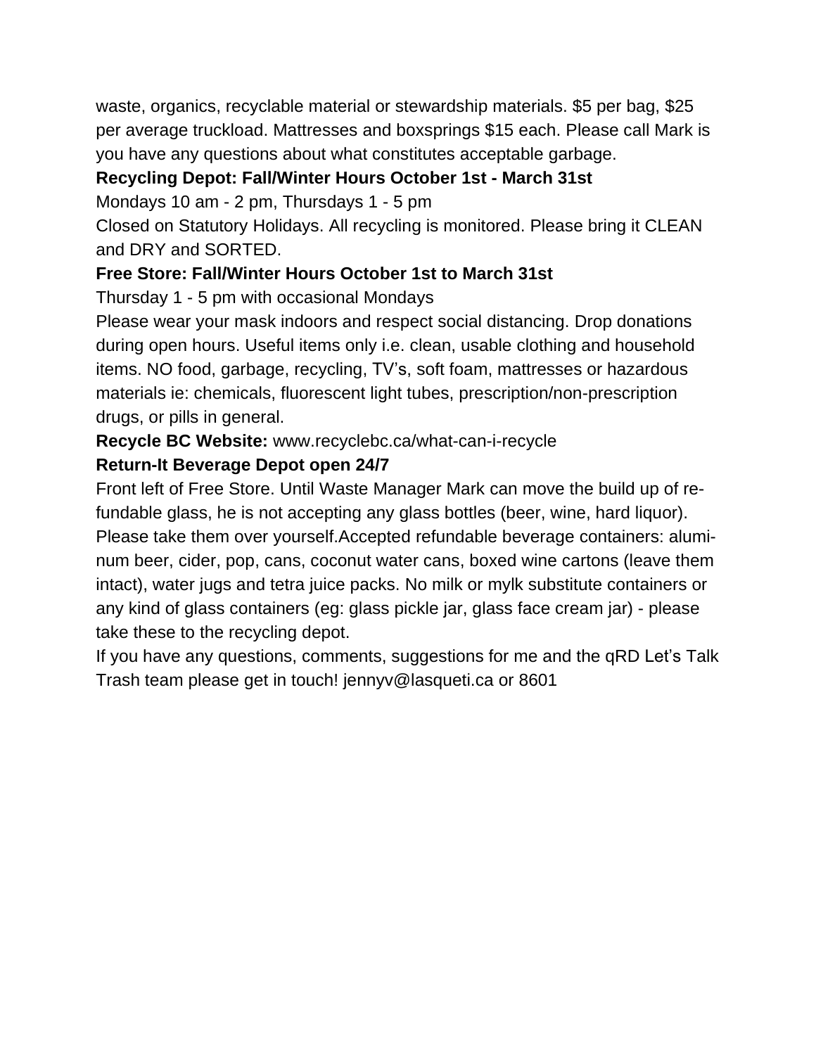waste, organics, recyclable material or stewardship materials. $5 per bag, $25 per average truckload. Mattresses and boxsprings $15 each. Please call Mark is you have any questions about what constitutes acceptable garbage.

**Recycling Depot: Fall/Winter Hours October 1st - March 31st**

Mondays 10 am - 2 pm, Thursdays 1 - 5 pm

Closed on Statutory Holidays. All recycling is monitored. Please bring it CLEAN and DRY and SORTED.

**Free Store: Fall/Winter Hours October 1st to March 31st**

Thursday 1 - 5 pm with occasional Mondays

Please wear your mask indoors and respect social distancing. Drop donations during open hours. Useful items only i.e. clean, usable clothing and household items. NO food, garbage, recycling, TV's, soft foam, mattresses or hazardous materials ie: chemicals, fluorescent light tubes, prescription/non-prescription drugs, or pills in general.

**Recycle BC Website:** www.recyclebc.ca/what-can-i-recycle

**Return-It Beverage Depot open 24/7**

Front left of Free Store. Until Waste Manager Mark can move the build up of re-fundable glass, he is not accepting any glass bottles (beer, wine, hard liquor). Please take them over yourself.Accepted refundable beverage containers: alumi-num beer, cider, pop, cans, coconut water cans, boxed wine cartons (leave them intact), water jugs and tetra juice packs. No milk or mylk substitute containers or any kind of glass containers (eg: glass pickle jar, glass face cream jar) - please take these to the recycling depot.

If you have any questions, comments, suggestions for me and the qRD Let's Talk Trash team please get in touch! jennyv@lasqueti.ca or 8601